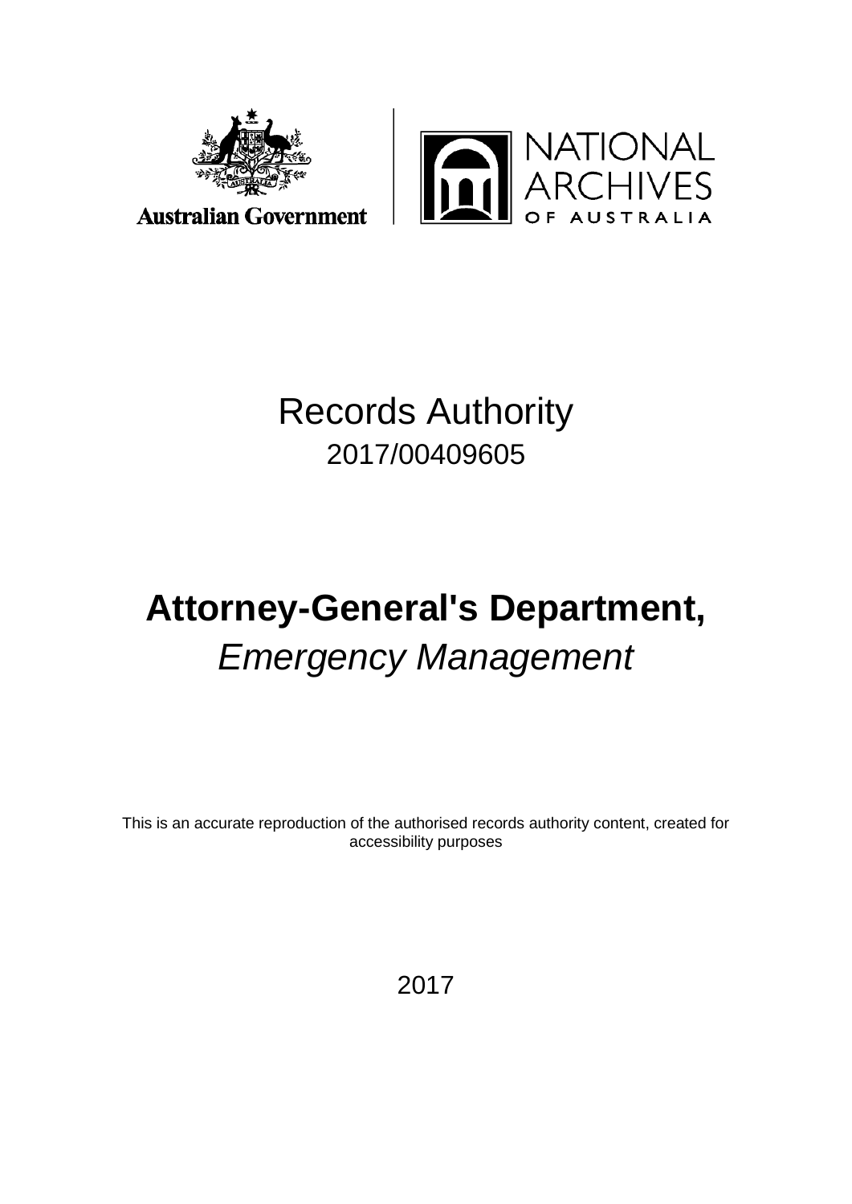Australian Government

NATIONAL ARCHIVES OF AUSTRALIA

# Records Authority

2017/00409605

# Attorney-General's Department,

## *Emergency Management*

This is an accurate reproduction of the authorised records authority content, created for accessibility purposes

2017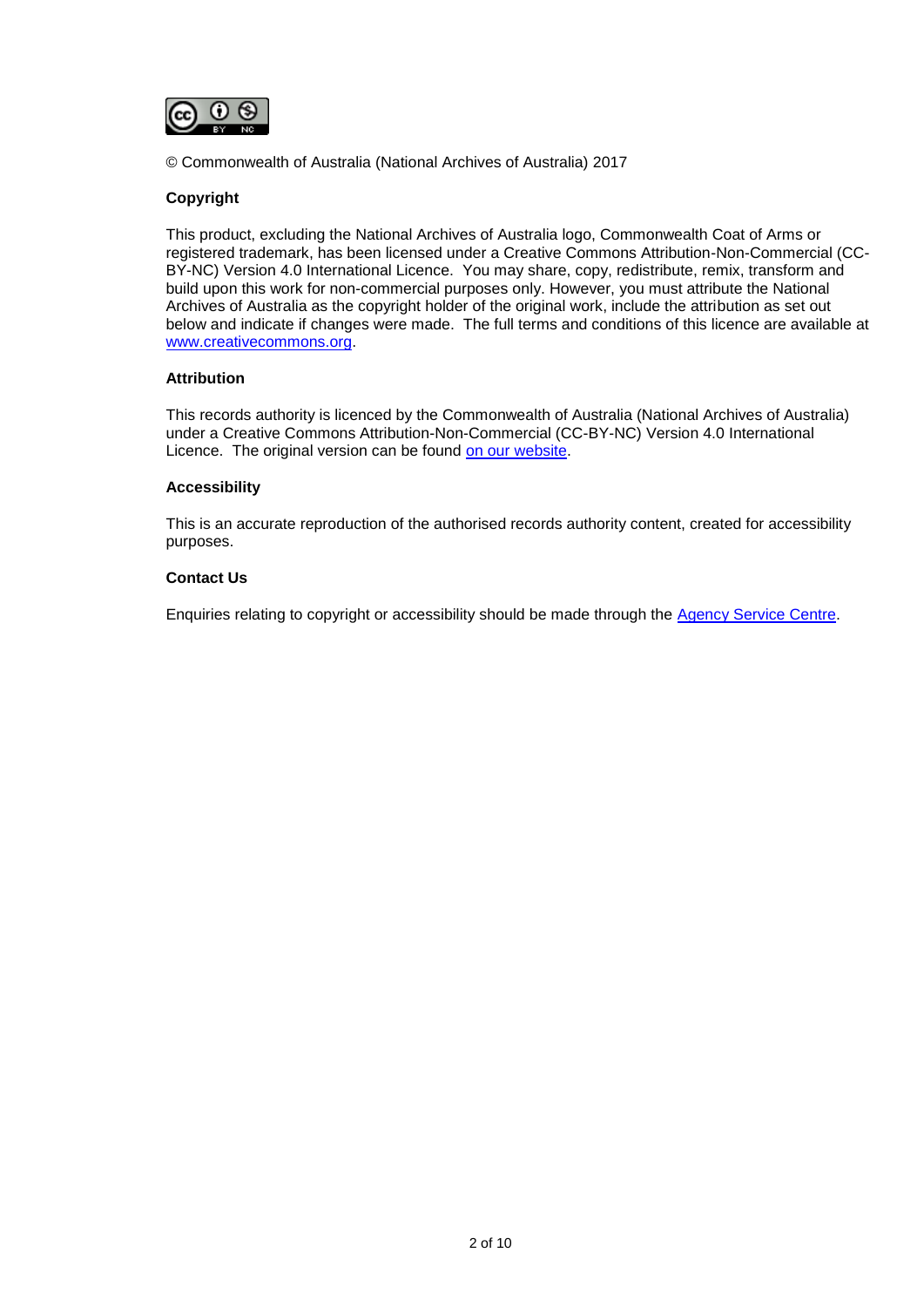© Commonwealth of Australia (National Archives of Australia) 2017

**Copyright**

This product, excluding the National Archives of Australia logo, Commonwealth Coat of Arms or registered trademark, has been licensed under a Creative Commons Attribution-Non-Commercial (CC-BY-NC) Version 4.0 International Licence. You may share, copy, redistribute, remix, transform and build upon this work for non-commercial purposes only. However, you must attribute the National Archives of Australia as the copyright holder of the original work, include the attribution as set out below and indicate if changes were made. The full terms and conditions of this licence are available at www.creativecommons.org.

**Attribution**

This records authority is licenced by the Commonwealth of Australia (National Archives of Australia) under a Creative Commons Attribution-Non-Commercial (CC-BY-NC) Version 4.0 International Licence. The original version can be found on our website.

**Accessibility**

This is an accurate reproduction of the authorised records authority content, created for accessibility purposes.

**Contact Us**

Enquiries relating to copyright or accessibility should be made through the Agency Service Centre.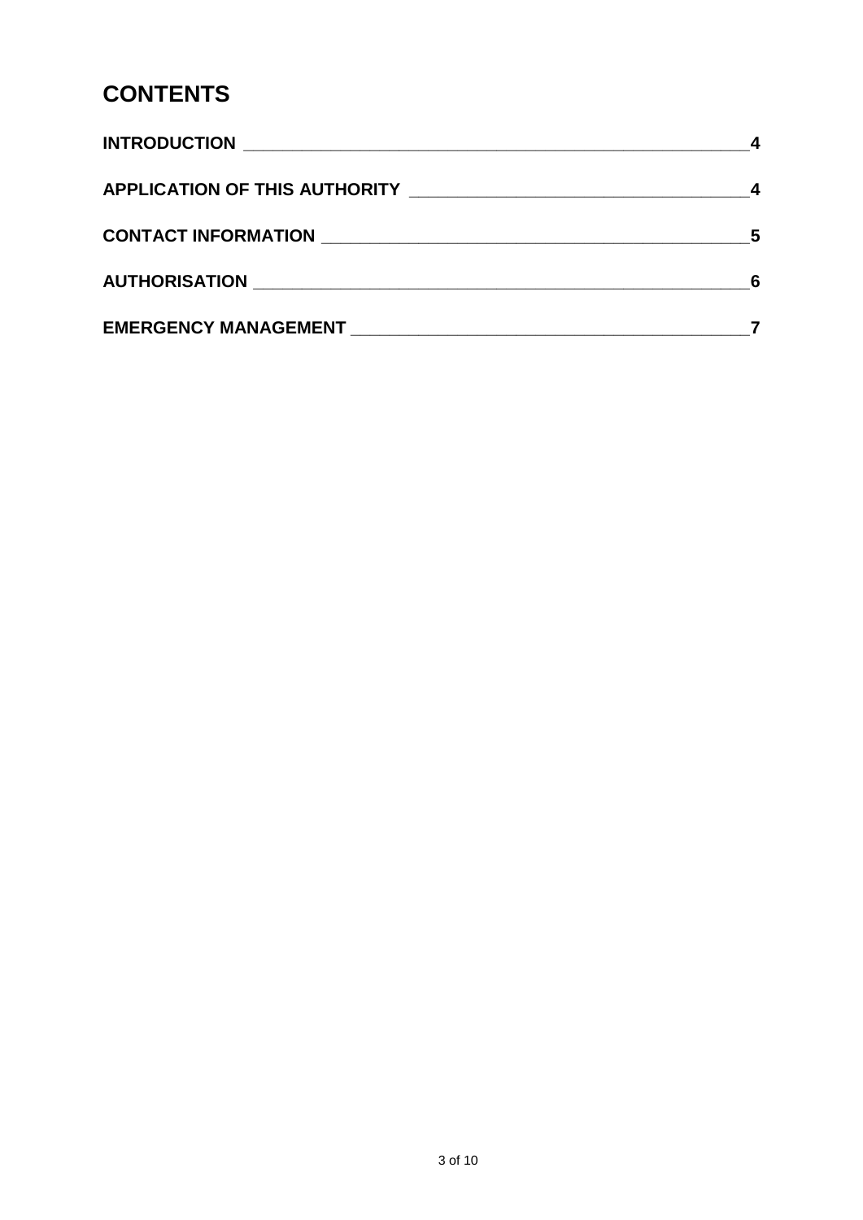# CONTENTS

| | |
|---|---|
| **INTRODUCTION** | **4** |
| **APPLICATION OF THIS AUTHORITY** | **4** |
| **CONTACT INFORMATION** | **5** |
| **AUTHORISATION** | **6** |
| **EMERGENCY MANAGEMENT** | **7** |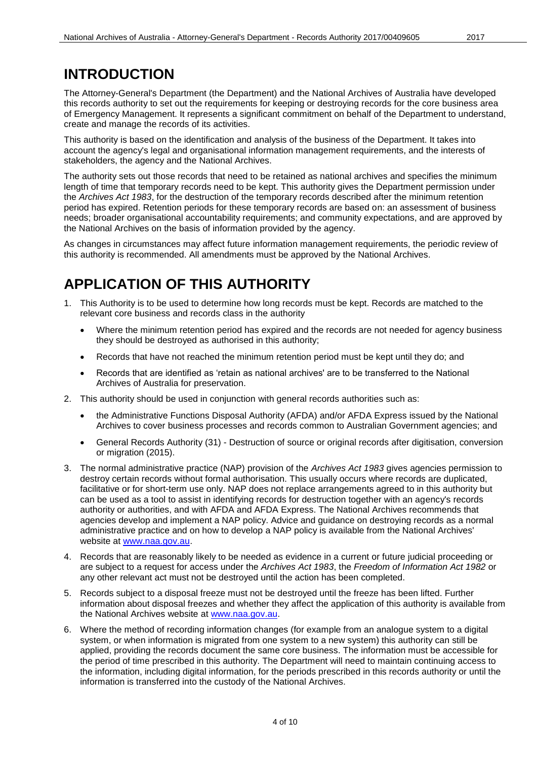# INTRODUCTION

The Attorney-General's Department (the Department) and the National Archives of Australia have developed this records authority to set out the requirements for keeping or destroying records for the core business area of Emergency Management. It represents a significant commitment on behalf of the Department to understand, create and manage the records of its activities.

This authority is based on the identification and analysis of the business of the Department. It takes into account the agency's legal and organisational information management requirements, and the interests of stakeholders, the agency and the National Archives.

The authority sets out those records that need to be retained as national archives and specifies the minimum length of time that temporary records need to be kept. This authority gives the Department permission under the *Archives Act 1983*, for the destruction of the temporary records described after the minimum retention period has expired. Retention periods for these temporary records are based on: an assessment of business needs; broader organisational accountability requirements; and community expectations, and are approved by the National Archives on the basis of information provided by the agency.

As changes in circumstances may affect future information management requirements, the periodic review of this authority is recommended. All amendments must be approved by the National Archives.

# APPLICATION OF THIS AUTHORITY

1. This Authority is to be used to determine how long records must be kept. Records are matched to the relevant core business and records class in the authority
   - Where the minimum retention period has expired and the records are not needed for agency business they should be destroyed as authorised in this authority;
   - Records that have not reached the minimum retention period must be kept until they do; and
   - Records that are identified as 'retain as national archives' are to be transferred to the National Archives of Australia for preservation.
2. This authority should be used in conjunction with general records authorities such as:
   - the Administrative Functions Disposal Authority (AFDA) and/or AFDA Express issued by the National Archives to cover business processes and records common to Australian Government agencies; and
   - General Records Authority (31) - Destruction of source or original records after digitisation, conversion or migration (2015).
3. The normal administrative practice (NAP) provision of the *Archives Act 1983* gives agencies permission to destroy certain records without formal authorisation. This usually occurs where records are duplicated, facilitative or for short-term use only. NAP does not replace arrangements agreed to in this authority but can be used as a tool to assist in identifying records for destruction together with an agency's records authority or authorities, and with AFDA and AFDA Express. The National Archives recommends that agencies develop and implement a NAP policy. Advice and guidance on destroying records as a normal administrative practice and on how to develop a NAP policy is available from the National Archives' website at www.naa.gov.au.
4. Records that are reasonably likely to be needed as evidence in a current or future judicial proceeding or are subject to a request for access under the *Archives Act 1983*, the *Freedom of Information Act 1982* or any other relevant act must not be destroyed until the action has been completed.
5. Records subject to a disposal freeze must not be destroyed until the freeze has been lifted. Further information about disposal freezes and whether they affect the application of this authority is available from the National Archives website at www.naa.gov.au.
6. Where the method of recording information changes (for example from an analogue system to a digital system, or when information is migrated from one system to a new system) this authority can still be applied, providing the records document the same core business. The information must be accessible for the period of time prescribed in this authority. The Department will need to maintain continuing access to the information, including digital information, for the periods prescribed in this records authority or until the information is transferred into the custody of the National Archives.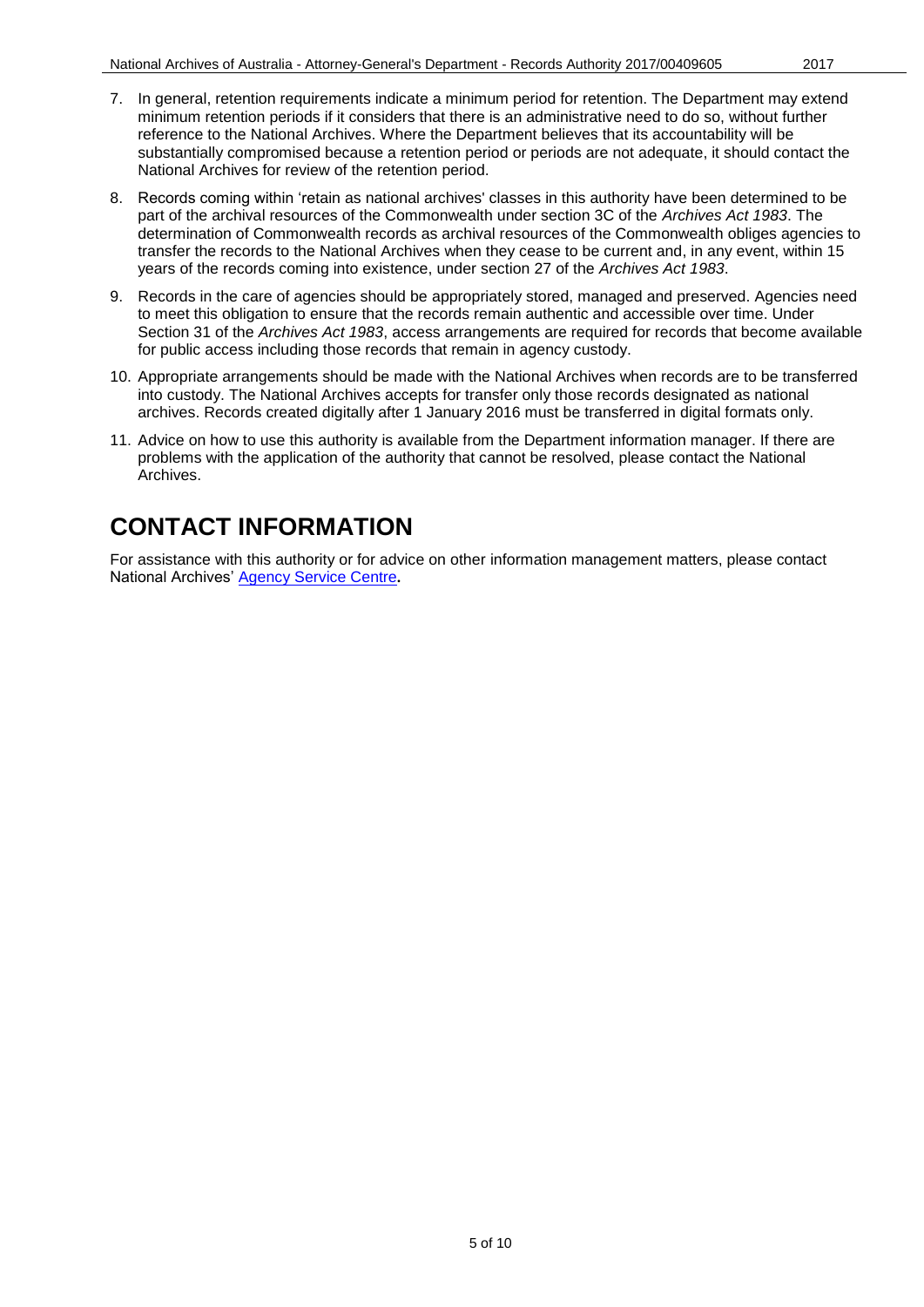7. In general, retention requirements indicate a minimum period for retention. The Department may extend minimum retention periods if it considers that there is an administrative need to do so, without further reference to the National Archives. Where the Department believes that its accountability will be substantially compromised because a retention period or periods are not adequate, it should contact the National Archives for review of the retention period.

8. Records coming within 'retain as national archives' classes in this authority have been determined to be part of the archival resources of the Commonwealth under section 3C of the *Archives Act 1983*. The determination of Commonwealth records as archival resources of the Commonwealth obliges agencies to transfer the records to the National Archives when they cease to be current and, in any event, within 15 years of the records coming into existence, under section 27 of the *Archives Act 1983*.

9. Records in the care of agencies should be appropriately stored, managed and preserved. Agencies need to meet this obligation to ensure that the records remain authentic and accessible over time. Under Section 31 of the *Archives Act 1983*, access arrangements are required for records that become available for public access including those records that remain in agency custody.

10. Appropriate arrangements should be made with the National Archives when records are to be transferred into custody. The National Archives accepts for transfer only those records designated as national archives. Records created digitally after 1 January 2016 must be transferred in digital formats only.

11. Advice on how to use this authority is available from the Department information manager. If there are problems with the application of the authority that cannot be resolved, please contact the National Archives.

# CONTACT INFORMATION

For assistance with this authority or for advice on other information management matters, please contact National Archives' Agency Service Centre**.**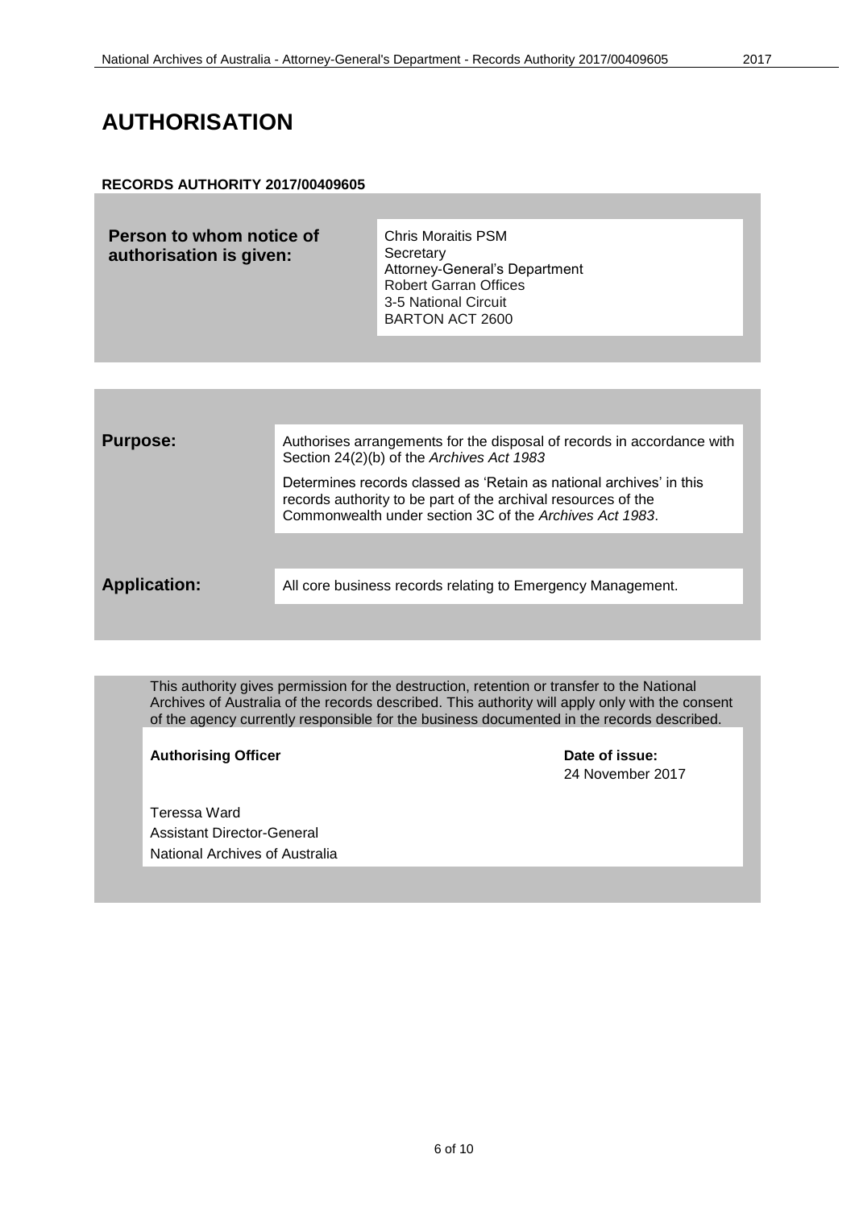# AUTHORISATION

**RECORDS AUTHORITY 2017/00409605**

| | |
|---|---|
| **Person to whom notice of authorisation is given:** | Chris Moraitis PSM<br>Secretary<br>Attorney-General's Department<br>Robert Garran Offices<br>3-5 National Circuit<br>BARTON ACT 2600 |

| | |
|---|---|
| **Purpose:** | Authorises arrangements for the disposal of records in accordance with Section 24(2)(b) of the *Archives Act 1983*<br><br>Determines records classed as 'Retain as national archives' in this records authority to be part of the archival resources of the Commonwealth under section 3C of the *Archives Act 1983*. |
| **Application:** | All core business records relating to Emergency Management. |

This authority gives permission for the destruction, retention or transfer to the National Archives of Australia of the records described. This authority will apply only with the consent of the agency currently responsible for the business documented in the records described.

| | |
|---|---|
| **Authorising Officer**<br><br>Teressa Ward<br>Assistant Director-General<br>National Archives of Australia | **Date of issue:**<br>24 November 2017 |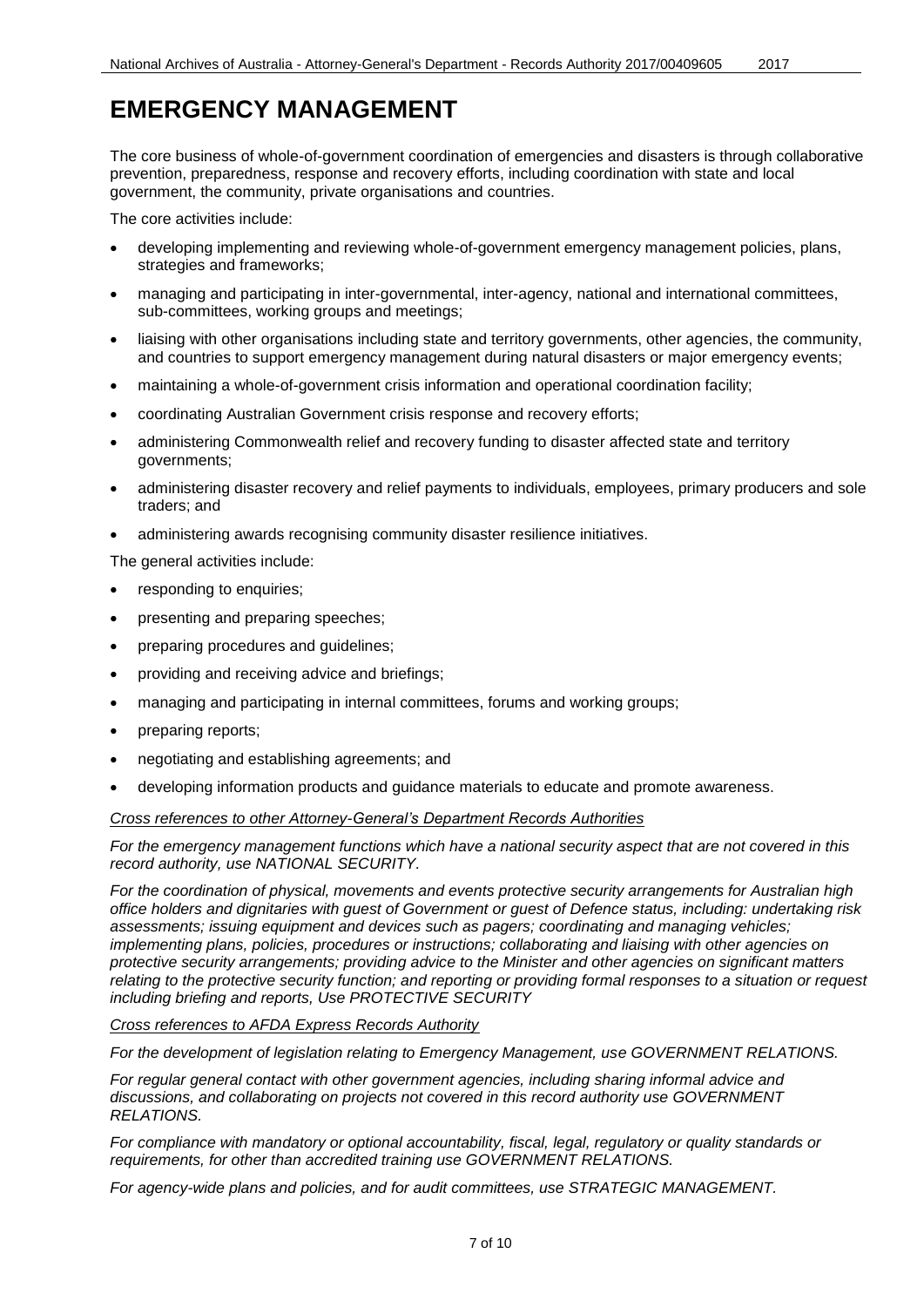# EMERGENCY MANAGEMENT

The core business of whole-of-government coordination of emergencies and disasters is through collaborative prevention, preparedness, response and recovery efforts, including coordination with state and local government, the community, private organisations and countries.

The core activities include:

- developing implementing and reviewing whole-of-government emergency management policies, plans, strategies and frameworks;
- managing and participating in inter-governmental, inter-agency, national and international committees, sub-committees, working groups and meetings;
- liaising with other organisations including state and territory governments, other agencies, the community, and countries to support emergency management during natural disasters or major emergency events;
- maintaining a whole-of-government crisis information and operational coordination facility;
- coordinating Australian Government crisis response and recovery efforts;
- administering Commonwealth relief and recovery funding to disaster affected state and territory governments;
- administering disaster recovery and relief payments to individuals, employees, primary producers and sole traders; and
- administering awards recognising community disaster resilience initiatives.

The general activities include:

- responding to enquiries;
- presenting and preparing speeches;
- preparing procedures and guidelines;
- providing and receiving advice and briefings;
- managing and participating in internal committees, forums and working groups;
- preparing reports;
- negotiating and establishing agreements; and
- developing information products and guidance materials to educate and promote awareness.

*Cross references to other Attorney-General's Department Records Authorities*

*For the emergency management functions which have a national security aspect that are not covered in this record authority, use NATIONAL SECURITY.*

*For the coordination of physical, movements and events protective security arrangements for Australian high office holders and dignitaries with guest of Government or guest of Defence status, including: undertaking risk assessments; issuing equipment and devices such as pagers; coordinating and managing vehicles; implementing plans, policies, procedures or instructions; collaborating and liaising with other agencies on protective security arrangements; providing advice to the Minister and other agencies on significant matters relating to the protective security function; and reporting or providing formal responses to a situation or request including briefing and reports, Use PROTECTIVE SECURITY*

*Cross references to AFDA Express Records Authority*

*For the development of legislation relating to Emergency Management, use GOVERNMENT RELATIONS.*

*For regular general contact with other government agencies, including sharing informal advice and discussions, and collaborating on projects not covered in this record authority use GOVERNMENT RELATIONS.*

*For compliance with mandatory or optional accountability, fiscal, legal, regulatory or quality standards or requirements, for other than accredited training use GOVERNMENT RELATIONS.*

*For agency-wide plans and policies, and for audit committees, use STRATEGIC MANAGEMENT.*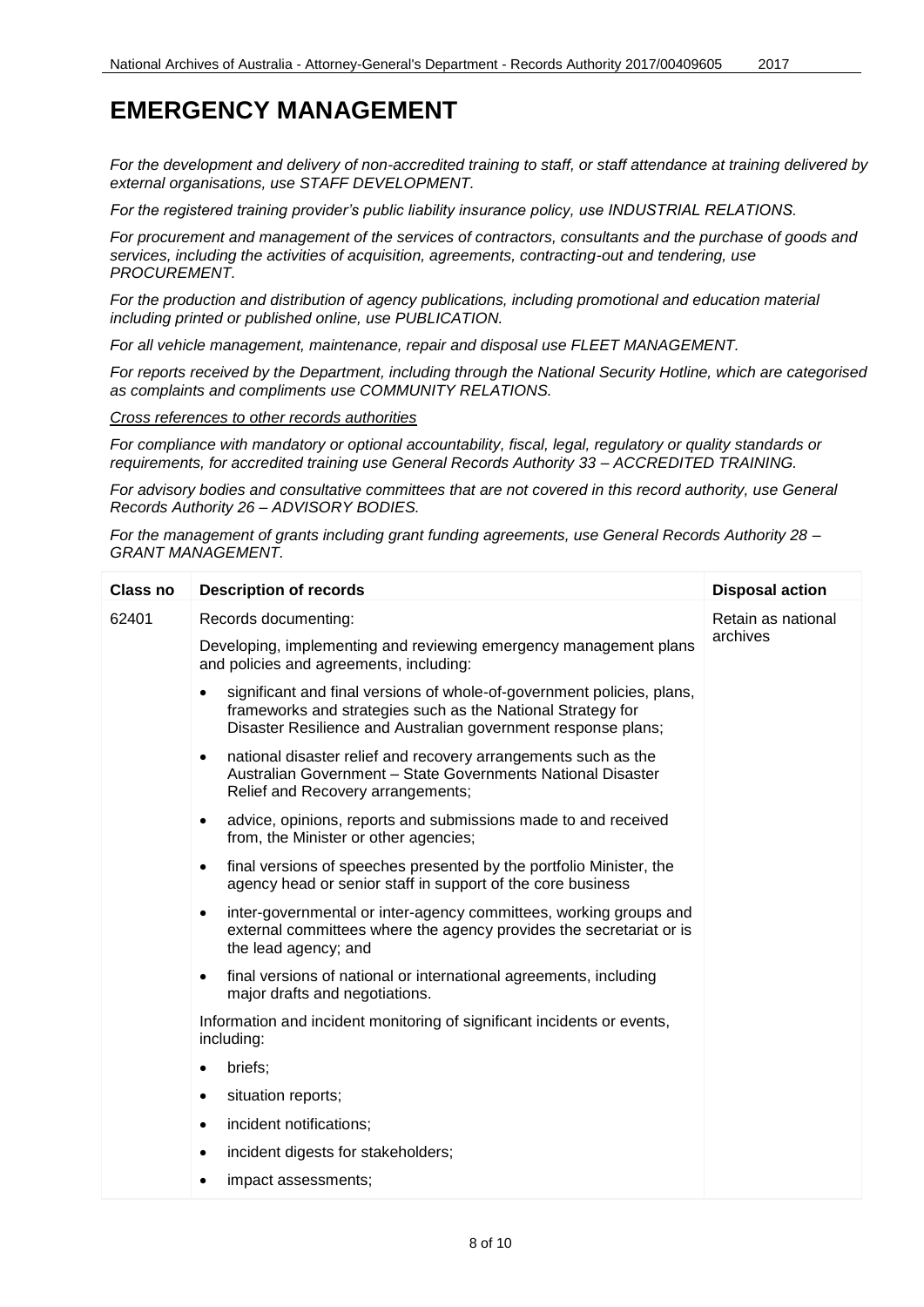# EMERGENCY MANAGEMENT

*For the development and delivery of non-accredited training to staff, or staff attendance at training delivered by external organisations, use STAFF DEVELOPMENT.*

*For the registered training provider's public liability insurance policy, use INDUSTRIAL RELATIONS.*

*For procurement and management of the services of contractors, consultants and the purchase of goods and services, including the activities of acquisition, agreements, contracting-out and tendering, use PROCUREMENT.*

*For the production and distribution of agency publications, including promotional and education material including printed or published online, use PUBLICATION.*

*For all vehicle management, maintenance, repair and disposal use FLEET MANAGEMENT.*

*For reports received by the Department, including through the National Security Hotline, which are categorised as complaints and compliments use COMMUNITY RELATIONS.*

*<u>Cross references to other records authorities</u>*

*For compliance with mandatory or optional accountability, fiscal, legal, regulatory or quality standards or requirements, for accredited training use General Records Authority 33 – ACCREDITED TRAINING.*

*For advisory bodies and consultative committees that are not covered in this record authority, use General Records Authority 26 – ADVISORY BODIES.*

*For the management of grants including grant funding agreements, use General Records Authority 28 – GRANT MANAGEMENT.*

| Class no | Description of records | Disposal action |
|---|---|---|
| 62401 | Records documenting:<br><br>Developing, implementing and reviewing emergency management plans and policies and agreements, including:<br><br>• significant and final versions of whole-of-government policies, plans, frameworks and strategies such as the National Strategy for Disaster Resilience and Australian government response plans;<br>• national disaster relief and recovery arrangements such as the Australian Government – State Governments National Disaster Relief and Recovery arrangements;<br>• advice, opinions, reports and submissions made to and received from, the Minister or other agencies;<br>• final versions of speeches presented by the portfolio Minister, the agency head or senior staff in support of the core business<br>• inter-governmental or inter-agency committees, working groups and external committees where the agency provides the secretariat or is the lead agency; and<br>• final versions of national or international agreements, including major drafts and negotiations.<br><br>Information and incident monitoring of significant incidents or events, including:<br><br>• briefs;<br>• situation reports;<br>• incident notifications;<br>• incident digests for stakeholders;<br>• impact assessments; | Retain as national archives |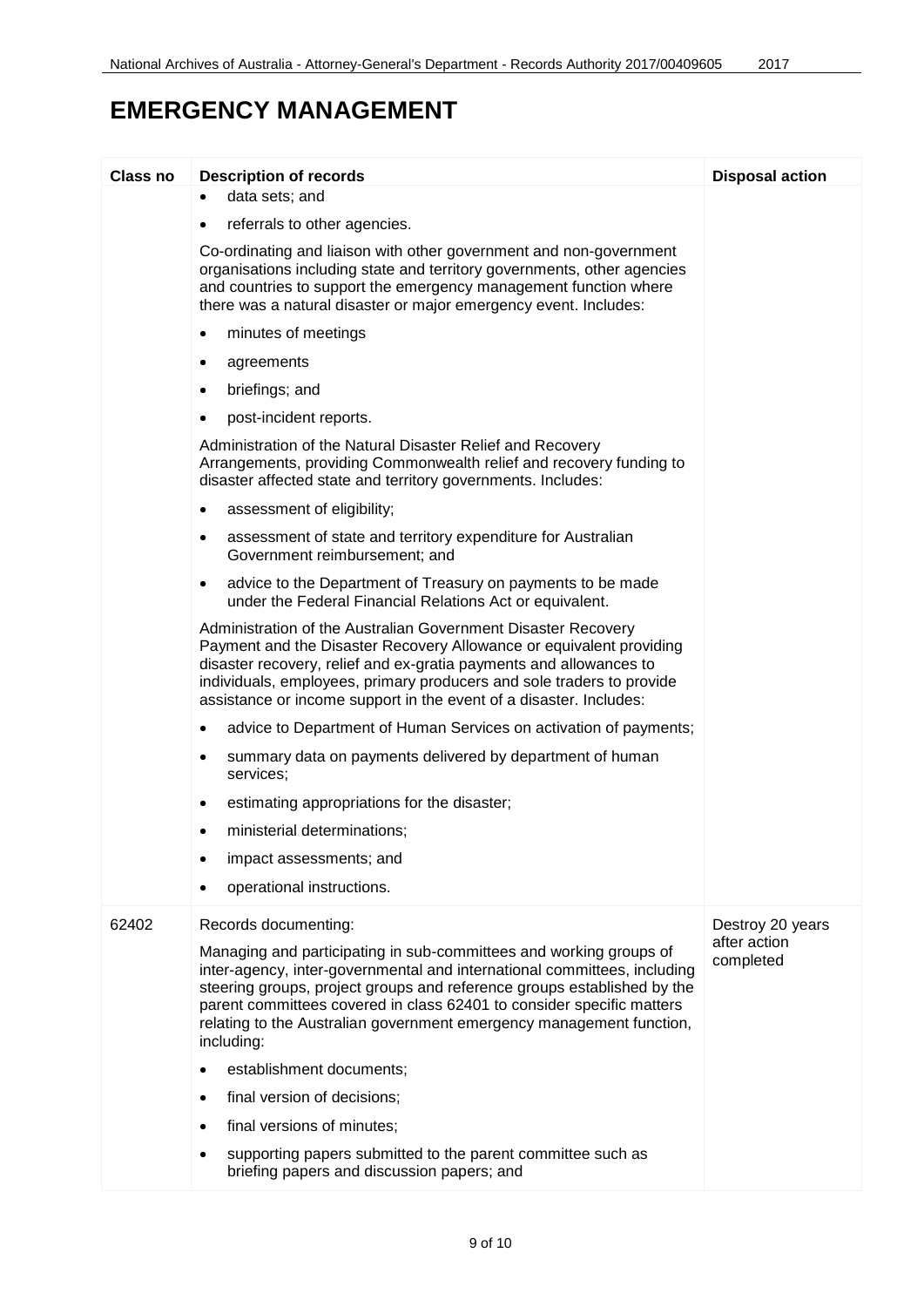# EMERGENCY MANAGEMENT

| Class no | Description of records | Disposal action |
|---|---|---|
| | • data sets; and<br>• referrals to other agencies.<br>Co-ordinating and liaison with other government and non-government organisations including state and territory governments, other agencies and countries to support the emergency management function where there was a natural disaster or major emergency event. Includes:<br>• minutes of meetings<br>• agreements<br>• briefings; and<br>• post-incident reports.<br>Administration of the Natural Disaster Relief and Recovery Arrangements, providing Commonwealth relief and recovery funding to disaster affected state and territory governments. Includes:<br>• assessment of eligibility;<br>• assessment of state and territory expenditure for Australian Government reimbursement; and<br>• advice to the Department of Treasury on payments to be made under the Federal Financial Relations Act or equivalent.<br>Administration of the Australian Government Disaster Recovery Payment and the Disaster Recovery Allowance or equivalent providing disaster recovery, relief and ex-gratia payments and allowances to individuals, employees, primary producers and sole traders to provide assistance or income support in the event of a disaster. Includes:<br>• advice to Department of Human Services on activation of payments;<br>• summary data on payments delivered by department of human services;<br>• estimating appropriations for the disaster;<br>• ministerial determinations;<br>• impact assessments; and<br>• operational instructions. | |
| 62402 | Records documenting:<br>Managing and participating in sub-committees and working groups of inter-agency, inter-governmental and international committees, including steering groups, project groups and reference groups established by the parent committees covered in class 62401 to consider specific matters relating to the Australian government emergency management function, including:<br>• establishment documents;<br>• final version of decisions;<br>• final versions of minutes;<br>• supporting papers submitted to the parent committee such as briefing papers and discussion papers; and | Destroy 20 years after action completed |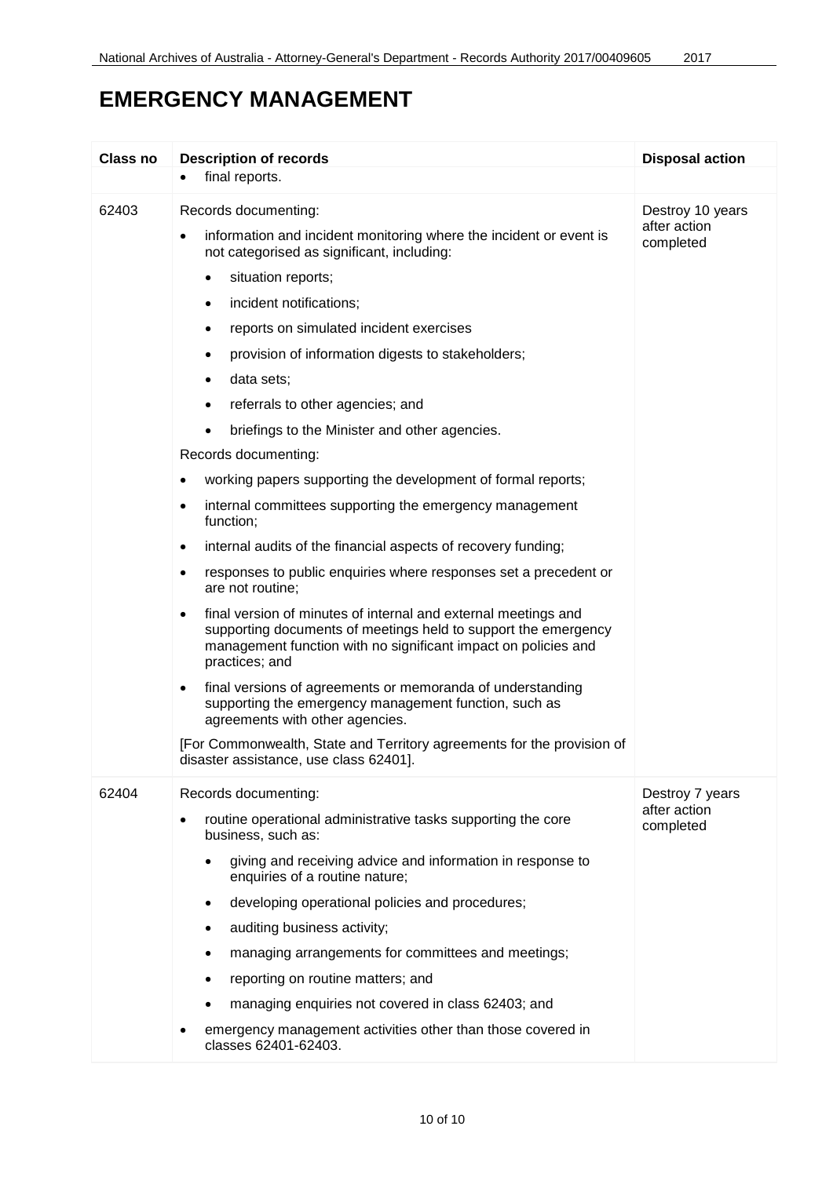# EMERGENCY MANAGEMENT

| Class no | Description of records | Disposal action |
|---|---|---|
| | • final reports. | |
| 62403 | Records documenting:<br>• information and incident monitoring where the incident or event is not categorised as significant, including:<br>&nbsp;&nbsp;&nbsp;&nbsp;• situation reports;<br>&nbsp;&nbsp;&nbsp;&nbsp;• incident notifications;<br>&nbsp;&nbsp;&nbsp;&nbsp;• reports on simulated incident exercises<br>&nbsp;&nbsp;&nbsp;&nbsp;• provision of information digests to stakeholders;<br>&nbsp;&nbsp;&nbsp;&nbsp;• data sets;<br>&nbsp;&nbsp;&nbsp;&nbsp;• referrals to other agencies; and<br>&nbsp;&nbsp;&nbsp;&nbsp;• briefings to the Minister and other agencies.<br>Records documenting:<br>• working papers supporting the development of formal reports;<br>• internal committees supporting the emergency management function;<br>• internal audits of the financial aspects of recovery funding;<br>• responses to public enquiries where responses set a precedent or are not routine;<br>• final version of minutes of internal and external meetings and supporting documents of meetings held to support the emergency management function with no significant impact on policies and practices; and<br>• final versions of agreements or memoranda of understanding supporting the emergency management function, such as agreements with other agencies.<br>[For Commonwealth, State and Territory agreements for the provision of disaster assistance, use class 62401]. | Destroy 10 years after action completed |
| 62404 | Records documenting:<br>• routine operational administrative tasks supporting the core business, such as:<br>&nbsp;&nbsp;&nbsp;&nbsp;• giving and receiving advice and information in response to enquiries of a routine nature;<br>&nbsp;&nbsp;&nbsp;&nbsp;• developing operational policies and procedures;<br>&nbsp;&nbsp;&nbsp;&nbsp;• auditing business activity;<br>&nbsp;&nbsp;&nbsp;&nbsp;• managing arrangements for committees and meetings;<br>&nbsp;&nbsp;&nbsp;&nbsp;• reporting on routine matters; and<br>&nbsp;&nbsp;&nbsp;&nbsp;• managing enquiries not covered in class 62403; and<br>• emergency management activities other than those covered in classes 62401-62403. | Destroy 7 years after action completed |